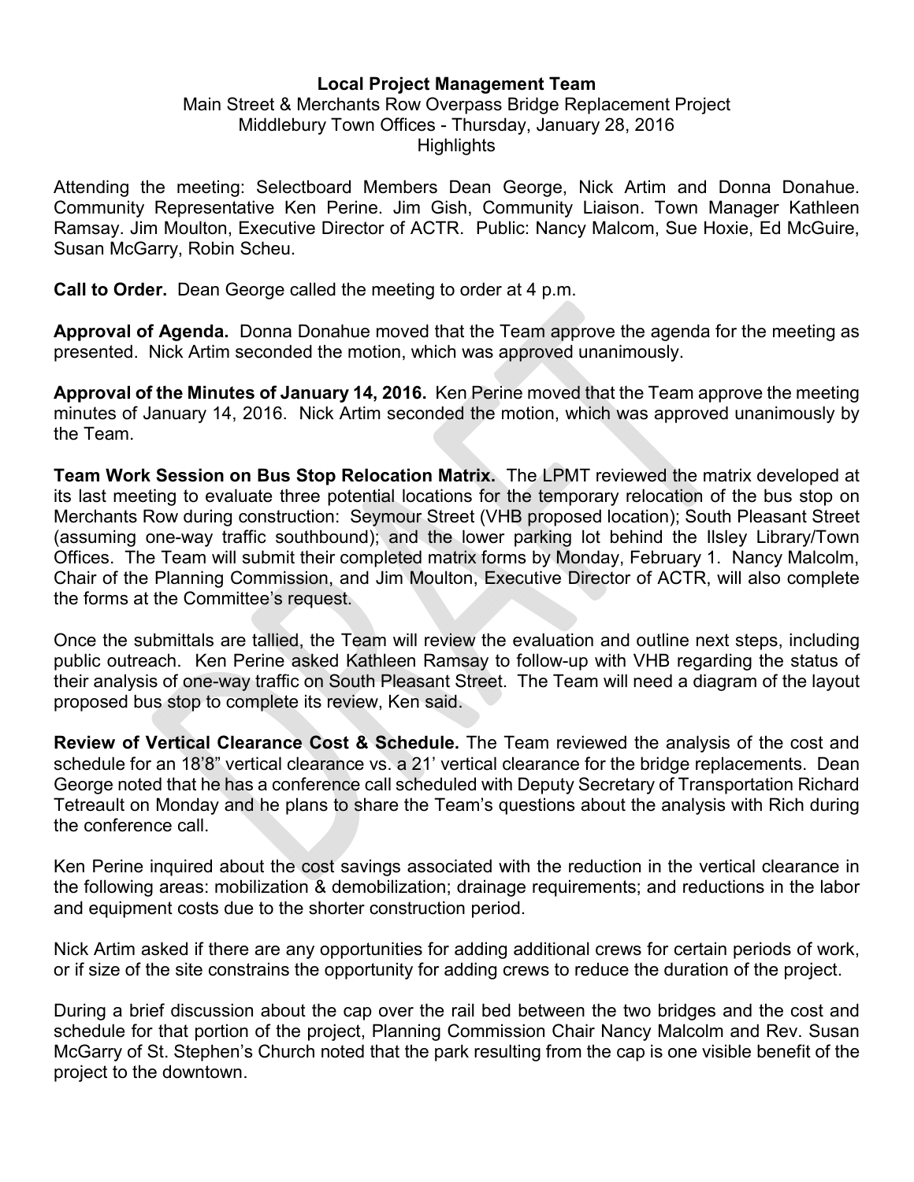**Local Project Management Team**

Main Street & Merchants Row Overpass Bridge Replacement Project

Middlebury Town Offices - Thursday, January 28, 2016

Highlights

Attending the meeting: Selectboard Members Dean George, Nick Artim and Donna Donahue. Community Representative Ken Perine. Jim Gish, Community Liaison. Town Manager Kathleen Ramsay. Jim Moulton, Executive Director of ACTR. Public: Nancy Malcom, Sue Hoxie, Ed McGuire, Susan McGarry, Robin Scheu.

**Call to Order.** Dean George called the meeting to order at 4 p.m.

**Approval of Agenda.** Donna Donahue moved that the Team approve the agenda for the meeting as presented. Nick Artim seconded the motion, which was approved unanimously.

**Approval of the Minutes of January 14, 2016.** Ken Perine moved that the Team approve the meeting minutes of January 14, 2016. Nick Artim seconded the motion, which was approved unanimously by the Team.

**Team Work Session on Bus Stop Relocation Matrix.** The LPMT reviewed the matrix developed at its last meeting to evaluate three potential locations for the temporary relocation of the bus stop on Merchants Row during construction: Seymour Street (VHB proposed location); South Pleasant Street (assuming one-way traffic southbound); and the lower parking lot behind the Ilsley Library/Town Offices. The Team will submit their completed matrix forms by Monday, February 1. Nancy Malcolm, Chair of the Planning Commission, and Jim Moulton, Executive Director of ACTR, will also complete the forms at the Committee's request.

Once the submittals are tallied, the Team will review the evaluation and outline next steps, including public outreach. Ken Perine asked Kathleen Ramsay to follow-up with VHB regarding the status of their analysis of one-way traffic on South Pleasant Street. The Team will need a diagram of the layout proposed bus stop to complete its review, Ken said.

**Review of Vertical Clearance Cost & Schedule.** The Team reviewed the analysis of the cost and schedule for an 18'8" vertical clearance vs. a 21' vertical clearance for the bridge replacements. Dean George noted that he has a conference call scheduled with Deputy Secretary of Transportation Richard Tetreault on Monday and he plans to share the Team's questions about the analysis with Rich during the conference call.

Ken Perine inquired about the cost savings associated with the reduction in the vertical clearance in the following areas: mobilization & demobilization; drainage requirements; and reductions in the labor and equipment costs due to the shorter construction period.

Nick Artim asked if there are any opportunities for adding additional crews for certain periods of work, or if size of the site constrains the opportunity for adding crews to reduce the duration of the project.

During a brief discussion about the cap over the rail bed between the two bridges and the cost and schedule for that portion of the project, Planning Commission Chair Nancy Malcolm and Rev. Susan McGarry of St. Stephen's Church noted that the park resulting from the cap is one visible benefit of the project to the downtown.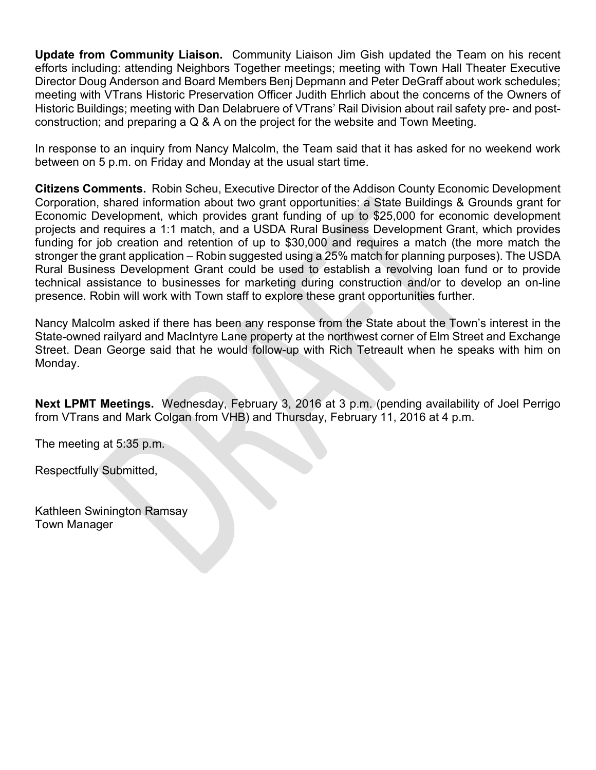**Update from Community Liaison.** Community Liaison Jim Gish updated the Team on his recent efforts including: attending Neighbors Together meetings; meeting with Town Hall Theater Executive Director Doug Anderson and Board Members Benj Depmann and Peter DeGraff about work schedules; meeting with VTrans Historic Preservation Officer Judith Ehrlich about the concerns of the Owners of Historic Buildings; meeting with Dan Delabruere of VTrans' Rail Division about rail safety pre- and post-construction; and preparing a Q & A on the project for the website and Town Meeting.

In response to an inquiry from Nancy Malcolm, the Team said that it has asked for no weekend work between on 5 p.m. on Friday and Monday at the usual start time.

**Citizens Comments.** Robin Scheu, Executive Director of the Addison County Economic Development Corporation, shared information about two grant opportunities: a State Buildings & Grounds grant for Economic Development, which provides grant funding of up to $25,000 for economic development projects and requires a 1:1 match, and a USDA Rural Business Development Grant, which provides funding for job creation and retention of up to $30,000 and requires a match (the more match the stronger the grant application – Robin suggested using a 25% match for planning purposes). The USDA Rural Business Development Grant could be used to establish a revolving loan fund or to provide technical assistance to businesses for marketing during construction and/or to develop an on-line presence. Robin will work with Town staff to explore these grant opportunities further.

Nancy Malcolm asked if there has been any response from the State about the Town's interest in the State-owned railyard and MacIntyre Lane property at the northwest corner of Elm Street and Exchange Street. Dean George said that he would follow-up with Rich Tetreault when he speaks with him on Monday.

**Next LPMT Meetings.** Wednesday, February 3, 2016 at 3 p.m. (pending availability of Joel Perrigo from VTrans and Mark Colgan from VHB) and Thursday, February 11, 2016 at 4 p.m.

The meeting at 5:35 p.m.

Respectfully Submitted,

Kathleen Swinington Ramsay
Town Manager